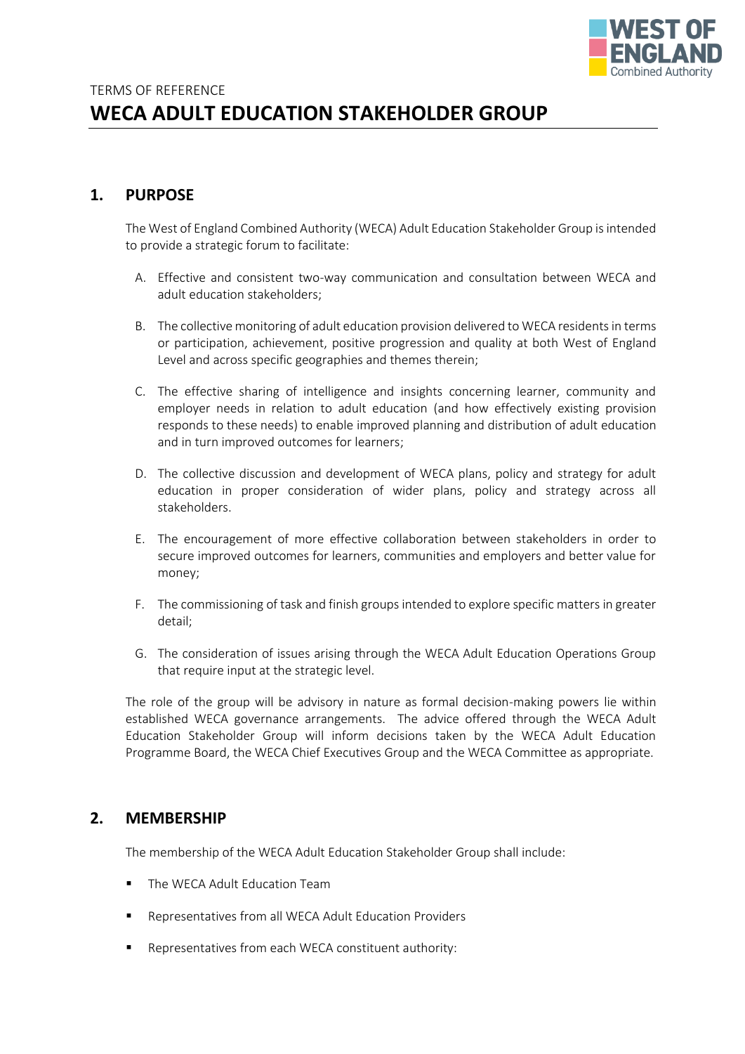TERMS OF REFERENCE

# WECA ADULT EDUCATION STAKEHOLDER GROUP

## 1. PURPOSE

The West of England Combined Authority (WECA) Adult Education Stakeholder Group is intended to provide a strategic forum to facilitate:

A. Effective and consistent two-way communication and consultation between WECA and adult education stakeholders;

B. The collective monitoring of adult education provision delivered to WECA residents in terms or participation, achievement, positive progression and quality at both West of England Level and across specific geographies and themes therein;

C. The effective sharing of intelligence and insights concerning learner, community and employer needs in relation to adult education (and how effectively existing provision responds to these needs) to enable improved planning and distribution of adult education and in turn improved outcomes for learners;

D. The collective discussion and development of WECA plans, policy and strategy for adult education in proper consideration of wider plans, policy and strategy across all stakeholders.

E. The encouragement of more effective collaboration between stakeholders in order to secure improved outcomes for learners, communities and employers and better value for money;

F. The commissioning of task and finish groups intended to explore specific matters in greater detail;

G. The consideration of issues arising through the WECA Adult Education Operations Group that require input at the strategic level.

The role of the group will be advisory in nature as formal decision-making powers lie within established WECA governance arrangements. The advice offered through the WECA Adult Education Stakeholder Group will inform decisions taken by the WECA Adult Education Programme Board, the WECA Chief Executives Group and the WECA Committee as appropriate.

## 2. MEMBERSHIP

The membership of the WECA Adult Education Stakeholder Group shall include:

- The WECA Adult Education Team
- Representatives from all WECA Adult Education Providers
- Representatives from each WECA constituent authority: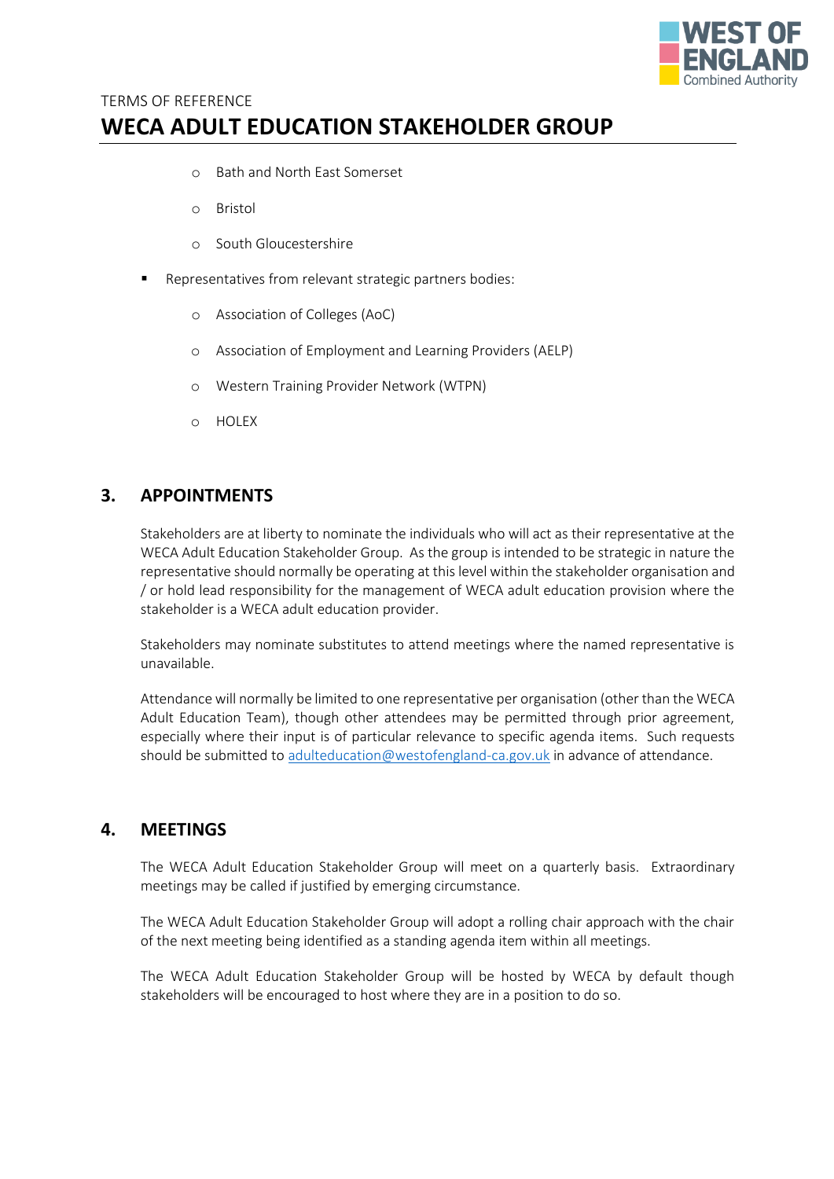- Bath and North East Somerset
  - Bristol
  - South Gloucestershire
- Representatives from relevant strategic partners bodies:
  - Association of Colleges (AoC)
  - Association of Employment and Learning Providers (AELP)
  - Western Training Provider Network (WTPN)
  - HOLEX

## 3. APPOINTMENTS

Stakeholders are at liberty to nominate the individuals who will act as their representative at the WECA Adult Education Stakeholder Group. As the group is intended to be strategic in nature the representative should normally be operating at this level within the stakeholder organisation and / or hold lead responsibility for the management of WECA adult education provision where the stakeholder is a WECA adult education provider.

Stakeholders may nominate substitutes to attend meetings where the named representative is unavailable.

Attendance will normally be limited to one representative per organisation (other than the WECA Adult Education Team), though other attendees may be permitted through prior agreement, especially where their input is of particular relevance to specific agenda items. Such requests should be submitted to adulteducation@westofengland-ca.gov.uk in advance of attendance.

## 4. MEETINGS

The WECA Adult Education Stakeholder Group will meet on a quarterly basis. Extraordinary meetings may be called if justified by emerging circumstance.

The WECA Adult Education Stakeholder Group will adopt a rolling chair approach with the chair of the next meeting being identified as a standing agenda item within all meetings.

The WECA Adult Education Stakeholder Group will be hosted by WECA by default though stakeholders will be encouraged to host where they are in a position to do so.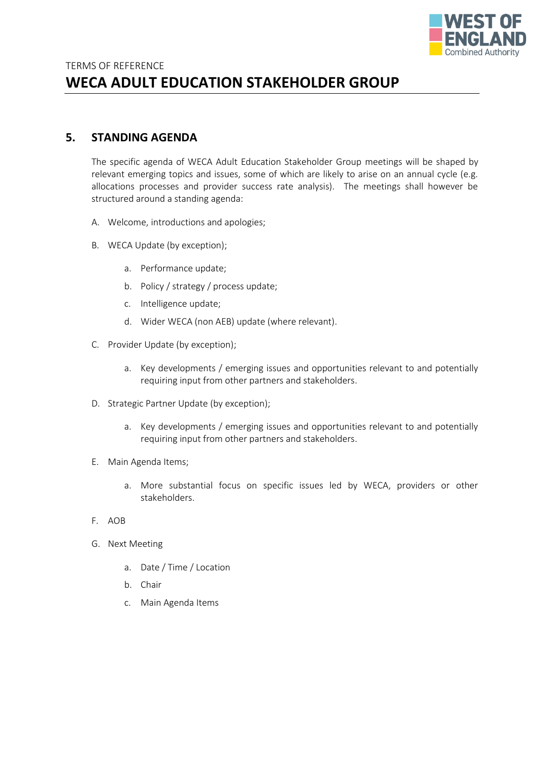TERMS OF REFERENCE

# WECA ADULT EDUCATION STAKEHOLDER GROUP

## 5. STANDING AGENDA

The specific agenda of WECA Adult Education Stakeholder Group meetings will be shaped by relevant emerging topics and issues, some of which are likely to arise on an annual cycle (e.g. allocations processes and provider success rate analysis). The meetings shall however be structured around a standing agenda:

A. Welcome, introductions and apologies;

B. WECA Update (by exception);

   a. Performance update;

   b. Policy / strategy / process update;

   c. Intelligence update;

   d. Wider WECA (non AEB) update (where relevant).

C. Provider Update (by exception);

   a. Key developments / emerging issues and opportunities relevant to and potentially requiring input from other partners and stakeholders.

D. Strategic Partner Update (by exception);

   a. Key developments / emerging issues and opportunities relevant to and potentially requiring input from other partners and stakeholders.

E. Main Agenda Items;

   a. More substantial focus on specific issues led by WECA, providers or other stakeholders.

F. AOB

G. Next Meeting

   a. Date / Time / Location

   b. Chair

   c. Main Agenda Items